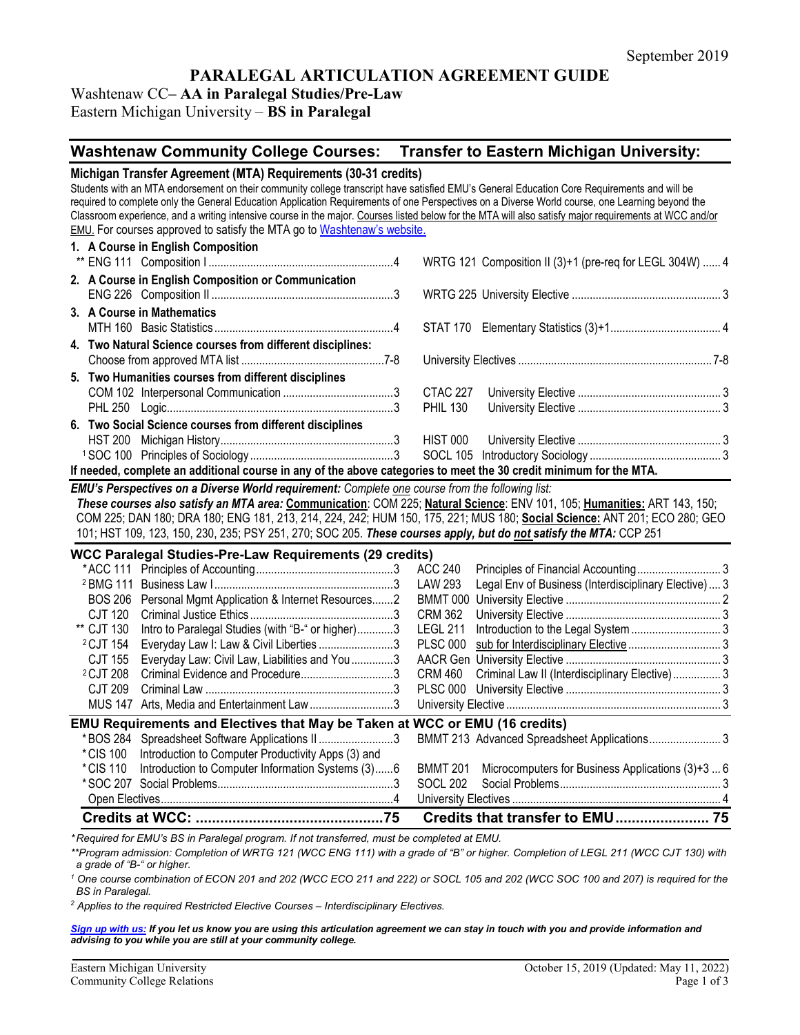September 2019

# PARALEGAL ARTICULATION AGREEMENT GUIDE

Washtenaw CC– **AA in Paralegal Studies/Pre-Law**
Eastern Michigan University – **BS in Paralegal**

## Washtenaw Community College Courses: Transfer to Eastern Michigan University:

### Michigan Transfer Agreement (MTA) Requirements (30-31 credits)

Students with an MTA endorsement on their community college transcript have satisfied EMU's General Education Core Requirements and will be required to complete only the General Education Application Requirements of one Perspectives on a Diverse World course, one Learning beyond the Classroom experience, and a writing intensive course in the major. Courses listed below for the MTA will also satisfy major requirements at WCC and/or EMU. For courses approved to satisfy the MTA go to Washtenaw's website.

| Washtenaw Community College Courses | Credits | Transfer to Eastern Michigan University | Credits |
|---|---|---|---|
| **1. A Course in English Composition** | | | |
| ** ENG 111 Composition I | 4 | WRTG 121 Composition II (3)+1 (pre-req for LEGL 304W) | 4 |
| **2. A Course in English Composition or Communication** | | | |
| ENG 226 Composition II | 3 | WRTG 225 University Elective | 3 |
| **3. A Course in Mathematics** | | | |
| MTH 160 Basic Statistics | 4 | STAT 170 Elementary Statistics (3)+1 | 4 |
| **4. Two Natural Science courses from different disciplines:** | | | |
| Choose from approved MTA list | 7-8 | University Electives | 7-8 |
| **5. Two Humanities courses from different disciplines** | | | |
| COM 102 Interpersonal Communication | 3 | CTAC 227 University Elective | 3 |
| PHL 250 Logic | 3 | PHIL 130 University Elective | 3 |
| **6. Two Social Science courses from different disciplines** | | | |
| HST 200 Michigan History | 3 | HIST 000 University Elective | 3 |
| [1] SOC 100 Principles of Sociology | 3 | SOCL 105 Introductory Sociology | 3 |

**If needed, complete an additional course in any of the above categories to meet the 30 credit minimum for the MTA.**

***EMU's Perspectives on a Diverse World requirement:*** *Complete one course from the following list:*
***These courses also satisfy an MTA area:*** **Communication**: COM 225; **Natural Science**: ENV 101, 105; **Humanities:** ART 143, 150; COM 225; DAN 180; DRA 180; ENG 181, 213, 214, 224, 242; HUM 150, 175, 221; MUS 180; **Social Science:** ANT 201; ECO 280; GEO 101; HST 109, 123, 150, 230, 235; PSY 251, 270; SOC 205. ***These courses apply, but do not satisfy the MTA:*** CCP 251

### WCC Paralegal Studies-Pre-Law Requirements (29 credits)

| Washtenaw Community College Courses | Credits | Transfer to Eastern Michigan University | Credits |
|---|---|---|---|
| *ACC 111 Principles of Accounting | 3 | ACC 240 Principles of Financial Accounting | 3 |
| [2] BMG 111 Business Law I | 3 | LAW 293 Legal Env of Business (Interdisciplinary Elective) | 3 |
| BOS 206 Personal Mgmt Application & Internet Resources | 2 | BMMT 000 University Elective | 2 |
| CJT 120 Criminal Justice Ethics | 3 | CRM 362 University Elective | 3 |
| ** CJT 130 Intro to Paralegal Studies (with "B-" or higher) | 3 | LEGL 211 Introduction to the Legal System | 3 |
| [2] CJT 154 Everyday Law I: Law & Civil Liberties | 3 | PLSC 000 sub for Interdisciplinary Elective | 3 |
| CJT 155 Everyday Law: Civil Law, Liabilities and You | 3 | AACR Gen University Elective | 3 |
| [2] CJT 208 Criminal Evidence and Procedure | 3 | CRM 460 Criminal Law II (Interdisciplinary Elective) | 3 |
| CJT 209 Criminal Law | 3 | PLSC 000 University Elective | 3 |
| MUS 147 Arts, Media and Entertainment Law | 3 | University Elective | 3 |

### EMU Requirements and Electives that May be Taken at WCC or EMU (16 credits)

| Washtenaw Community College Courses | Credits | Transfer to Eastern Michigan University | Credits |
|---|---|---|---|
| *BOS 284 Spreadsheet Software Applications II | 3 | BMMT 213 Advanced Spreadsheet Applications | 3 |
| *CIS 100 Introduction to Computer Productivity Apps (3) and *CIS 110 Introduction to Computer Information Systems (3) | 6 | BMMT 201 Microcomputers for Business Applications (3)+3 | 6 |
| *SOC 207 Social Problems | 3 | SOCL 202 Social Problems | 3 |
| Open Electives | 4 | University Electives | 4 |
| **Credits at WCC:** | **75** | **Credits that transfer to EMU** | **75** |

*\*Required for EMU's BS in Paralegal program. If not transferred, must be completed at EMU.*

*\*\*Program admission: Completion of WRTG 121 (WCC ENG 111) with a grade of "B" or higher. Completion of LEGL 211 (WCC CJT 130) with a grade of "B-" or higher.*

*[1] One course combination of ECON 201 and 202 (WCC ECO 211 and 222) or SOCL 105 and 202 (WCC SOC 100 and 207) is required for the BS in Paralegal.*

*[2] Applies to the required Restricted Elective Courses – Interdisciplinary Electives.*

***Sign up with us:** **If you let us know you are using this articulation agreement we can stay in touch with you and provide information and advising to you while you are still at your community college.***

Eastern Michigan University
Community College Relations

October 15, 2019 (Updated: May 11, 2022)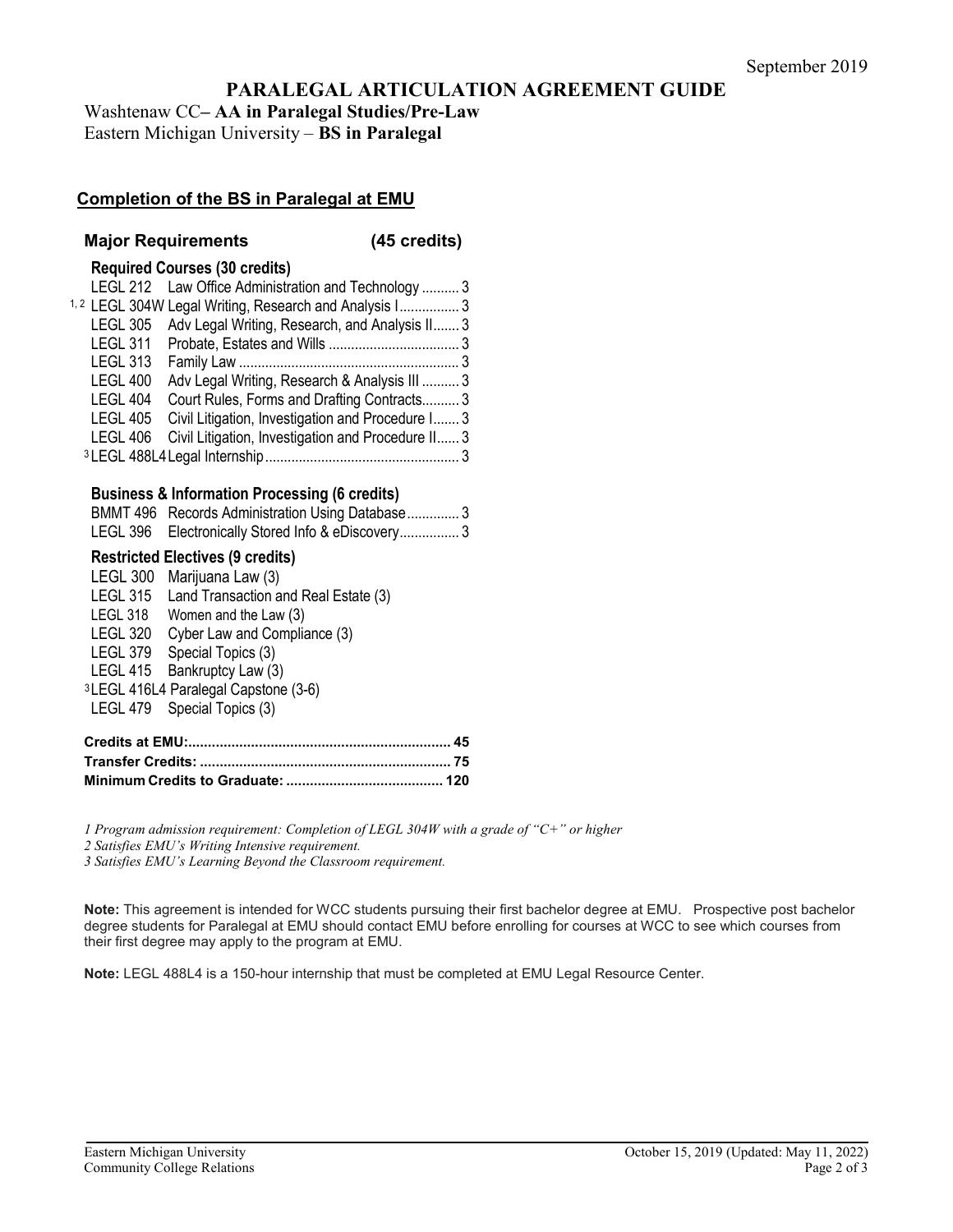September 2019

# PARALEGAL ARTICULATION AGREEMENT GUIDE

Washtenaw CC– **AA in Paralegal Studies/Pre-Law**
Eastern Michigan University – **BS in Paralegal**

## Completion of the BS in Paralegal at EMU

### Major Requirements (45 credits)

**Required Courses (30 credits)**

LEGL 212 Law Office Administration and Technology .......... 3
[1, 2] LEGL 304W Legal Writing, Research and Analysis I................ 3
LEGL 305 Adv Legal Writing, Research, and Analysis II....... 3
LEGL 311 Probate, Estates and Wills .................................. 3
LEGL 313 Family Law .......................................................... 3
LEGL 400 Adv Legal Writing, Research & Analysis III .......... 3
LEGL 404 Court Rules, Forms and Drafting Contracts.......... 3
LEGL 405 Civil Litigation, Investigation and Procedure I....... 3
LEGL 406 Civil Litigation, Investigation and Procedure II...... 3
[3] LEGL 488L4 Legal Internship................................................... 3

**Business & Information Processing (6 credits)**

BMMT 496 Records Administration Using Database.............. 3
LEGL 396 Electronically Stored Info & eDiscovery................ 3

**Restricted Electives (9 credits)**

LEGL 300 Marijuana Law (3)
LEGL 315 Land Transaction and Real Estate (3)
LEGL 318 Women and the Law (3)
LEGL 320 Cyber Law and Compliance (3)
LEGL 379 Special Topics (3)
LEGL 415 Bankruptcy Law (3)
[3] LEGL 416L4 Paralegal Capstone (3-6)
LEGL 479 Special Topics (3)

**Credits at EMU:.................................................................. 45**
**Transfer Credits: ............................................................... 75**
**Minimum Credits to Graduate: ....................................... 120**

*1 Program admission requirement: Completion of LEGL 304W with a grade of "C+" or higher*
*2 Satisfies EMU's Writing Intensive requirement.*
*3 Satisfies EMU's Learning Beyond the Classroom requirement.*

**Note:** This agreement is intended for WCC students pursuing their first bachelor degree at EMU. Prospective post bachelor degree students for Paralegal at EMU should contact EMU before enrolling for courses at WCC to see which courses from their first degree may apply to the program at EMU.

**Note:** LEGL 488L4 is a 150-hour internship that must be completed at EMU Legal Resource Center.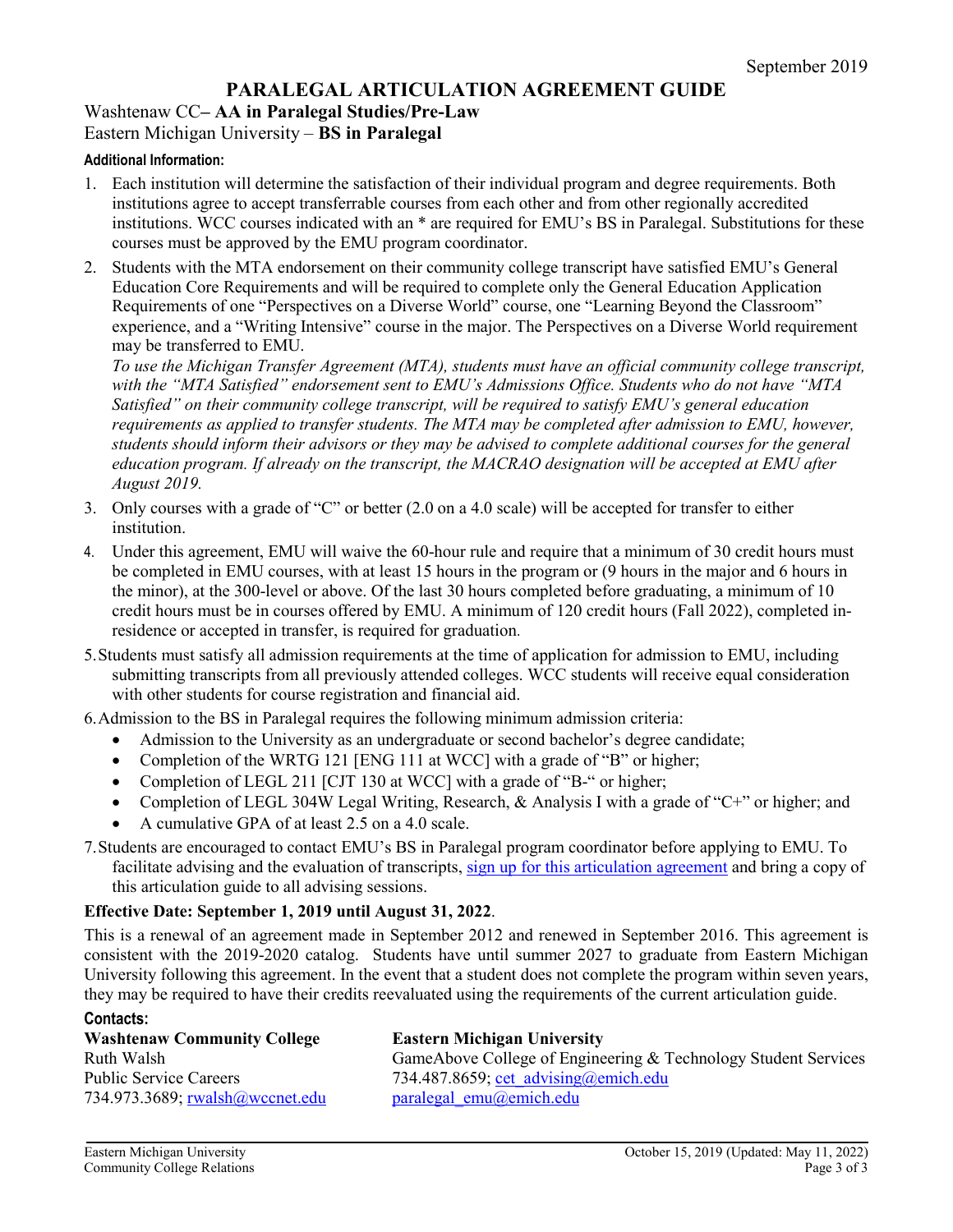September 2019

# PARALEGAL ARTICULATION AGREEMENT GUIDE

Washtenaw CC– **AA in Paralegal Studies/Pre-Law**
Eastern Michigan University – **BS in Paralegal**

**Additional Information:**

1. Each institution will determine the satisfaction of their individual program and degree requirements. Both institutions agree to accept transferrable courses from each other and from other regionally accredited institutions. WCC courses indicated with an * are required for EMU's BS in Paralegal. Substitutions for these courses must be approved by the EMU program coordinator.
2. Students with the MTA endorsement on their community college transcript have satisfied EMU's General Education Core Requirements and will be required to complete only the General Education Application Requirements of one "Perspectives on a Diverse World" course, one "Learning Beyond the Classroom" experience, and a "Writing Intensive" course in the major. The Perspectives on a Diverse World requirement may be transferred to EMU.
*To use the Michigan Transfer Agreement (MTA), students must have an official community college transcript, with the "MTA Satisfied" endorsement sent to EMU's Admissions Office. Students who do not have "MTA Satisfied" on their community college transcript, will be required to satisfy EMU's general education requirements as applied to transfer students. The MTA may be completed after admission to EMU, however, students should inform their advisors or they may be advised to complete additional courses for the general education program. If already on the transcript, the MACRAO designation will be accepted at EMU after August 2019.*
3. Only courses with a grade of "C" or better (2.0 on a 4.0 scale) will be accepted for transfer to either institution.
4. Under this agreement, EMU will waive the 60-hour rule and require that a minimum of 30 credit hours must be completed in EMU courses, with at least 15 hours in the program or (9 hours in the major and 6 hours in the minor), at the 300-level or above. Of the last 30 hours completed before graduating, a minimum of 10 credit hours must be in courses offered by EMU. A minimum of 120 credit hours (Fall 2022), completed in-residence or accepted in transfer, is required for graduation.
5. Students must satisfy all admission requirements at the time of application for admission to EMU, including submitting transcripts from all previously attended colleges. WCC students will receive equal consideration with other students for course registration and financial aid.
6. Admission to the BS in Paralegal requires the following minimum admission criteria:
   - Admission to the University as an undergraduate or second bachelor's degree candidate;
   - Completion of the WRTG 121 [ENG 111 at WCC] with a grade of "B" or higher;
   - Completion of LEGL 211 [CJT 130 at WCC] with a grade of "B-" or higher;
   - Completion of LEGL 304W Legal Writing, Research, & Analysis I with a grade of "C+" or higher; and
   - A cumulative GPA of at least 2.5 on a 4.0 scale.
7. Students are encouraged to contact EMU's BS in Paralegal program coordinator before applying to EMU. To facilitate advising and the evaluation of transcripts, sign up for this articulation agreement and bring a copy of this articulation guide to all advising sessions.

**Effective Date: September 1, 2019 until August 31, 2022**.

This is a renewal of an agreement made in September 2012 and renewed in September 2016. This agreement is consistent with the 2019-2020 catalog. Students have until summer 2027 to graduate from Eastern Michigan University following this agreement. In the event that a student does not complete the program within seven years, they may be required to have their credits reevaluated using the requirements of the current articulation guide.

**Contacts:**

**Washtenaw Community College**
Ruth Walsh
Public Service Careers
734.973.3689; rwalsh@wccnet.edu

**Eastern Michigan University**
GameAbove College of Engineering & Technology Student Services
734.487.8659; cet_advising@emich.edu
paralegal_emu@emich.edu